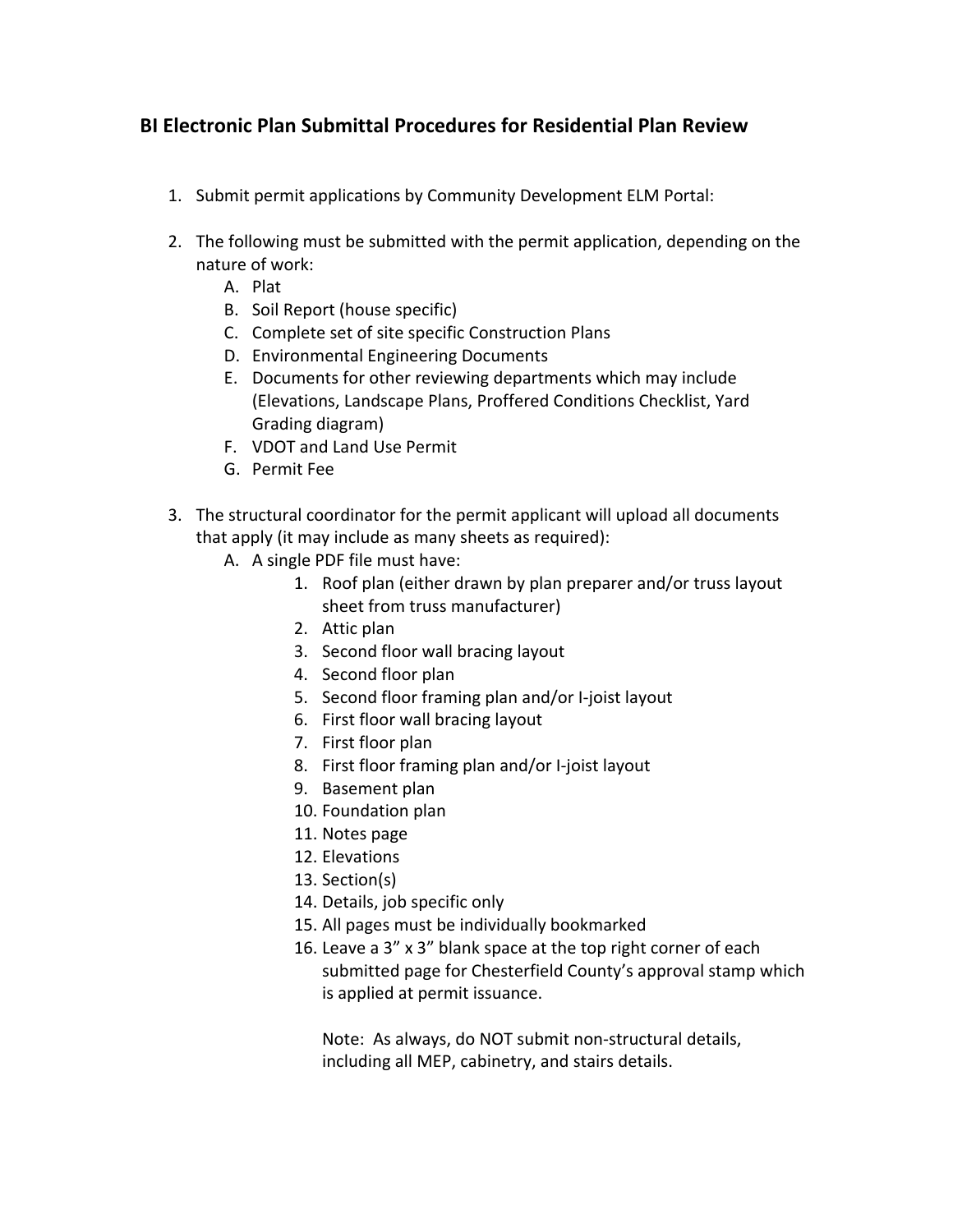## BI Electronic Plan Submittal Procedures for Residential Plan Review

1. Submit permit applications by Community Development ELM Portal:

2. The following must be submitted with the permit application, depending on the nature of work:
   A. Plat
   B. Soil Report (house specific)
   C. Complete set of site specific Construction Plans
   D. Environmental Engineering Documents
   E. Documents for other reviewing departments which may include (Elevations, Landscape Plans, Proffered Conditions Checklist, Yard Grading diagram)
   F. VDOT and Land Use Permit
   G. Permit Fee

3. The structural coordinator for the permit applicant will upload all documents that apply (it may include as many sheets as required):
   A. A single PDF file must have:
      1. Roof plan (either drawn by plan preparer and/or truss layout sheet from truss manufacturer)
      2. Attic plan
      3. Second floor wall bracing layout
      4. Second floor plan
      5. Second floor framing plan and/or I-joist layout
      6. First floor wall bracing layout
      7. First floor plan
      8. First floor framing plan and/or I-joist layout
      9. Basement plan
      10. Foundation plan
      11. Notes page
      12. Elevations
      13. Section(s)
      14. Details, job specific only
      15. All pages must be individually bookmarked
      16. Leave a 3" x 3" blank space at the top right corner of each submitted page for Chesterfield County's approval stamp which is applied at permit issuance.

          Note: As always, do NOT submit non-structural details, including all MEP, cabinetry, and stairs details.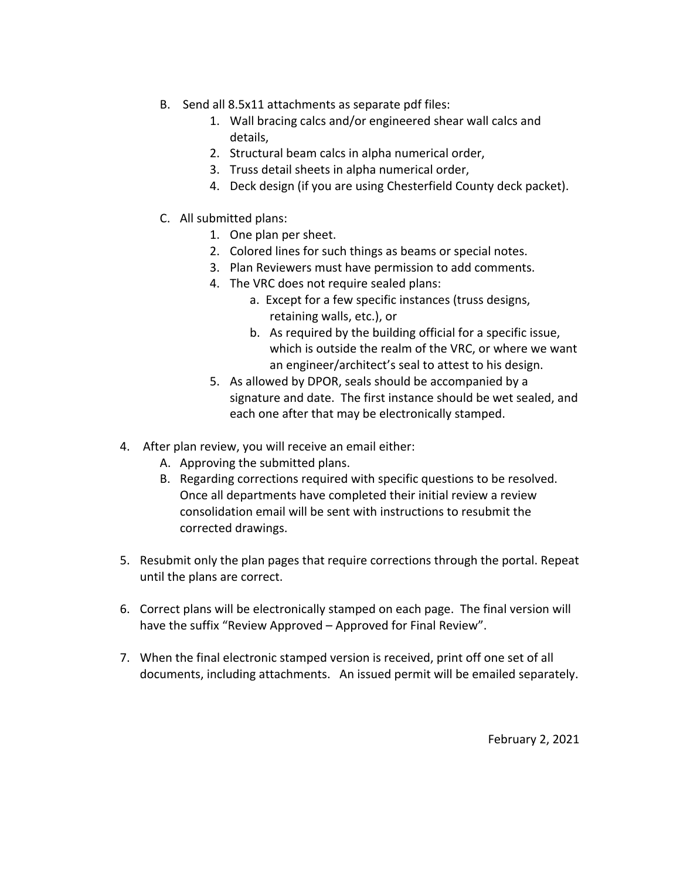B. Send all 8.5x11 attachments as separate pdf files:
   1. Wall bracing calcs and/or engineered shear wall calcs and details,
   2. Structural beam calcs in alpha numerical order,
   3. Truss detail sheets in alpha numerical order,
   4. Deck design (if you are using Chesterfield County deck packet).

C. All submitted plans:
   1. One plan per sheet.
   2. Colored lines for such things as beams or special notes.
   3. Plan Reviewers must have permission to add comments.
   4. The VRC does not require sealed plans:
      a. Except for a few specific instances (truss designs, retaining walls, etc.), or
      b. As required by the building official for a specific issue, which is outside the realm of the VRC, or where we want an engineer/architect's seal to attest to his design.
   5. As allowed by DPOR, seals should be accompanied by a signature and date. The first instance should be wet sealed, and each one after that may be electronically stamped.

4. After plan review, you will receive an email either:
   A. Approving the submitted plans.
   B. Regarding corrections required with specific questions to be resolved. Once all departments have completed their initial review a review consolidation email will be sent with instructions to resubmit the corrected drawings.

5. Resubmit only the plan pages that require corrections through the portal. Repeat until the plans are correct.

6. Correct plans will be electronically stamped on each page. The final version will have the suffix "Review Approved – Approved for Final Review".

7. When the final electronic stamped version is received, print off one set of all documents, including attachments. An issued permit will be emailed separately.

February 2, 2021